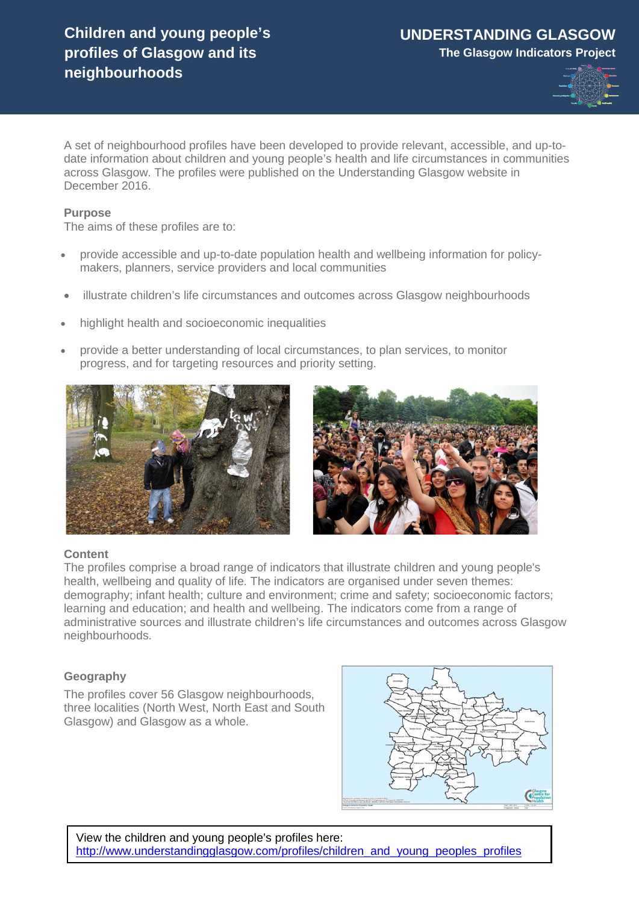# Children and young people's profiles of Glasgow and its neighbourhoods

**UNDERSTANDING GLASGOW**

**The Glasgow Indicators Project**

A set of neighbourhood profiles have been developed to provide relevant, accessible, and up-to-date information about children and young people's health and life circumstances in communities across Glasgow. The profiles were published on the Understanding Glasgow website in December 2016.

### Purpose

The aims of these profiles are to:

- provide accessible and up-to-date population health and wellbeing information for policy-makers, planners, service providers and local communities
- illustrate children's life circumstances and outcomes across Glasgow neighbourhoods
- highlight health and socioeconomic inequalities
- provide a better understanding of local circumstances, to plan services, to monitor progress, and for targeting resources and priority setting.

### Content

The profiles comprise a broad range of indicators that illustrate children and young people's health, wellbeing and quality of life. The indicators are organised under seven themes: demography; infant health; culture and environment; crime and safety; socioeconomic factors; learning and education; and health and wellbeing. The indicators come from a range of administrative sources and illustrate children's life circumstances and outcomes across Glasgow neighbourhoods.

### Geography

The profiles cover 56 Glasgow neighbourhoods, three localities (North West, North East and South Glasgow) and Glasgow as a whole.

View the children and young people's profiles here:
http://www.understandingglasgow.com/profiles/children_and_young_peoples_profiles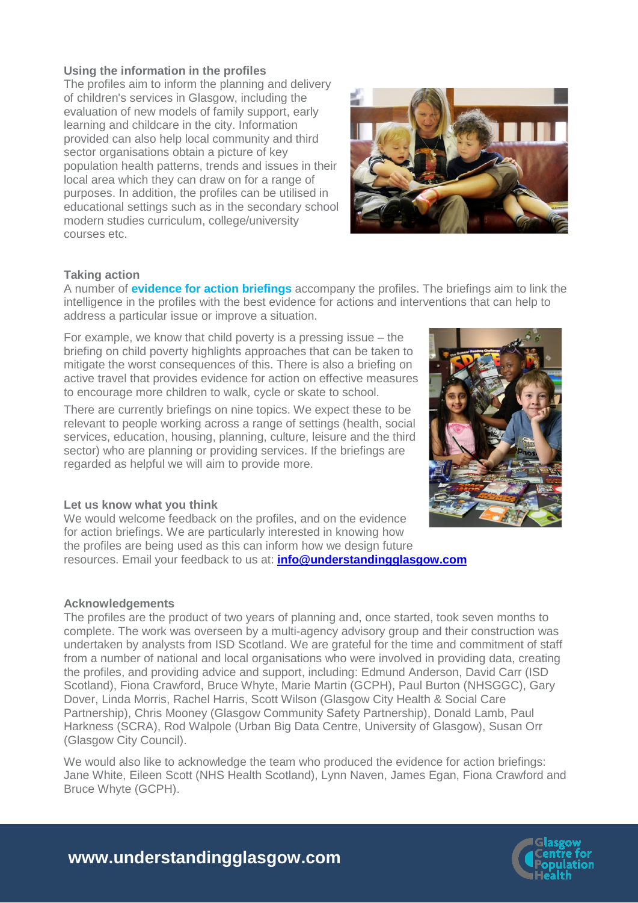### Using the information in the profiles

The profiles aim to inform the planning and delivery of children's services in Glasgow, including the evaluation of new models of family support, early learning and childcare in the city. Information provided can also help local community and third sector organisations obtain a picture of key population health patterns, trends and issues in their local area which they can draw on for a range of purposes. In addition, the profiles can be utilised in educational settings such as in the secondary school modern studies curriculum, college/university courses etc.

### Taking action

A number of **evidence for action briefings** accompany the profiles. The briefings aim to link the intelligence in the profiles with the best evidence for actions and interventions that can help to address a particular issue or improve a situation.

For example, we know that child poverty is a pressing issue – the briefing on child poverty highlights approaches that can be taken to mitigate the worst consequences of this. There is also a briefing on active travel that provides evidence for action on effective measures to encourage more children to walk, cycle or skate to school.

There are currently briefings on nine topics. We expect these to be relevant to people working across a range of settings (health, social services, education, housing, planning, culture, leisure and the third sector) who are planning or providing services. If the briefings are regarded as helpful we will aim to provide more.

### Let us know what you think

We would welcome feedback on the profiles, and on the evidence for action briefings. We are particularly interested in knowing how the profiles are being used as this can inform how we design future resources. Email your feedback to us at: **info@understandingglasgow.com**

### Acknowledgements

The profiles are the product of two years of planning and, once started, took seven months to complete. The work was overseen by a multi-agency advisory group and their construction was undertaken by analysts from ISD Scotland. We are grateful for the time and commitment of staff from a number of national and local organisations who were involved in providing data, creating the profiles, and providing advice and support, including: Edmund Anderson, David Carr (ISD Scotland), Fiona Crawford, Bruce Whyte, Marie Martin (GCPH), Paul Burton (NHSGGC), Gary Dover, Linda Morris, Rachel Harris, Scott Wilson (Glasgow City Health & Social Care Partnership), Chris Mooney (Glasgow Community Safety Partnership), Donald Lamb, Paul Harkness (SCRA), Rod Walpole (Urban Big Data Centre, University of Glasgow), Susan Orr (Glasgow City Council).

We would also like to acknowledge the team who produced the evidence for action briefings: Jane White, Eileen Scott (NHS Health Scotland), Lynn Naven, James Egan, Fiona Crawford and Bruce Whyte (GCPH).

**www.understandingglasgow.com**

Glasgow Centre for Population Health